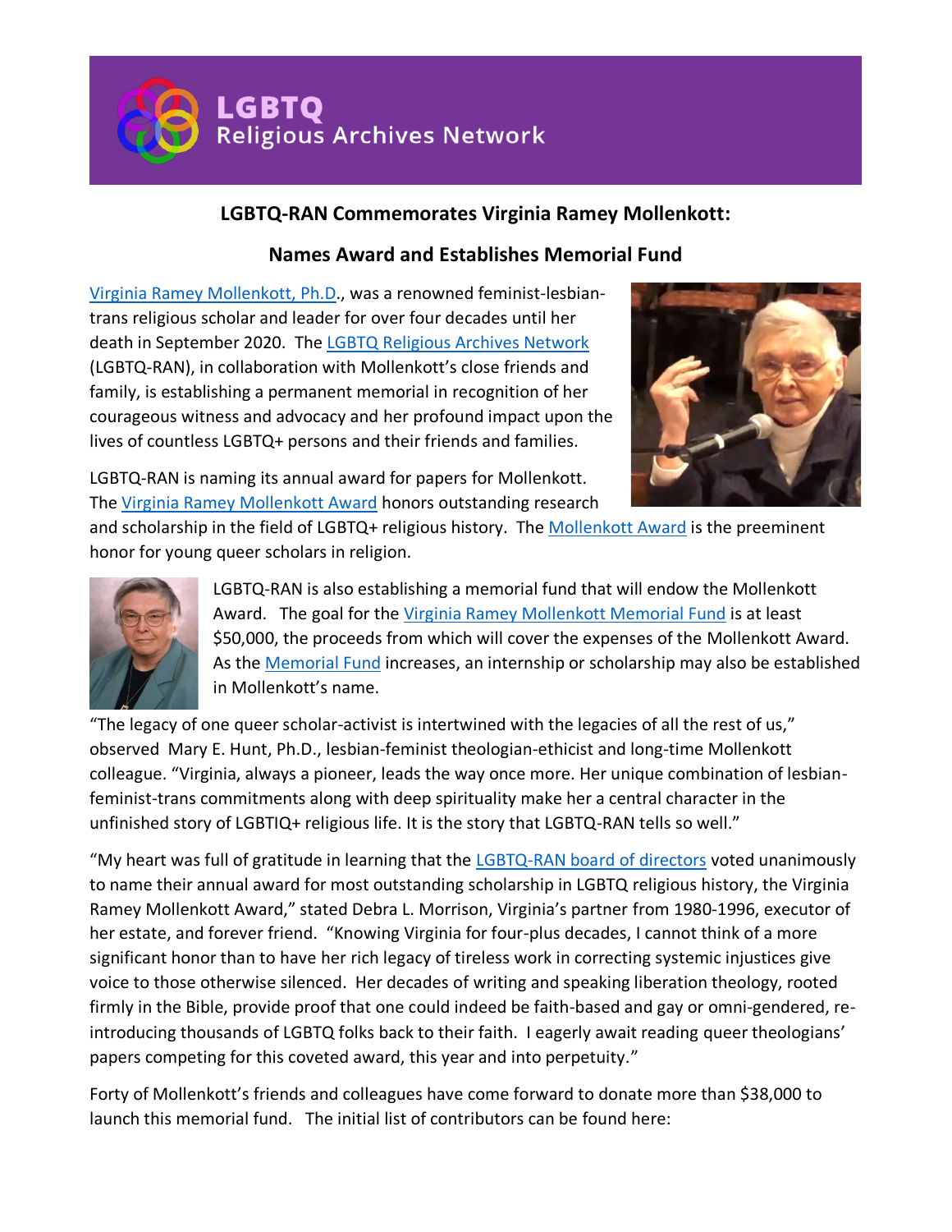LGBTQ Religious Archives Network

## LGBTQ-RAN Commemorates Virginia Ramey Mollenkott:

## Names Award and Establishes Memorial Fund

Virginia Ramey Mollenkott, Ph.D., was a renowned feminist-lesbian-trans religious scholar and leader for over four decades until her death in September 2020. The LGBTQ Religious Archives Network (LGBTQ-RAN), in collaboration with Mollenkott's close friends and family, is establishing a permanent memorial in recognition of her courageous witness and advocacy and her profound impact upon the lives of countless LGBTQ+ persons and their friends and families.

LGBTQ-RAN is naming its annual award for papers for Mollenkott. The Virginia Ramey Mollenkott Award honors outstanding research and scholarship in the field of LGBTQ+ religious history. The Mollenkott Award is the preeminent honor for young queer scholars in religion.

LGBTQ-RAN is also establishing a memorial fund that will endow the Mollenkott Award. The goal for the Virginia Ramey Mollenkott Memorial Fund is at least $50,000, the proceeds from which will cover the expenses of the Mollenkott Award. As the Memorial Fund increases, an internship or scholarship may also be established in Mollenkott's name.

"The legacy of one queer scholar-activist is intertwined with the legacies of all the rest of us," observed Mary E. Hunt, Ph.D., lesbian-feminist theologian-ethicist and long-time Mollenkott colleague. "Virginia, always a pioneer, leads the way once more. Her unique combination of lesbian-feminist-trans commitments along with deep spirituality make her a central character in the unfinished story of LGBTIQ+ religious life. It is the story that LGBTQ-RAN tells so well."

"My heart was full of gratitude in learning that the LGBTQ-RAN board of directors voted unanimously to name their annual award for most outstanding scholarship in LGBTQ religious history, the Virginia Ramey Mollenkott Award," stated Debra L. Morrison, Virginia's partner from 1980-1996, executor of her estate, and forever friend. "Knowing Virginia for four-plus decades, I cannot think of a more significant honor than to have her rich legacy of tireless work in correcting systemic injustices give voice to those otherwise silenced. Her decades of writing and speaking liberation theology, rooted firmly in the Bible, provide proof that one could indeed be faith-based and gay or omni-gendered, re-introducing thousands of LGBTQ folks back to their faith. I eagerly await reading queer theologians' papers competing for this coveted award, this year and into perpetuity."

Forty of Mollenkott's friends and colleagues have come forward to donate more than $38,000 to launch this memorial fund. The initial list of contributors can be found here: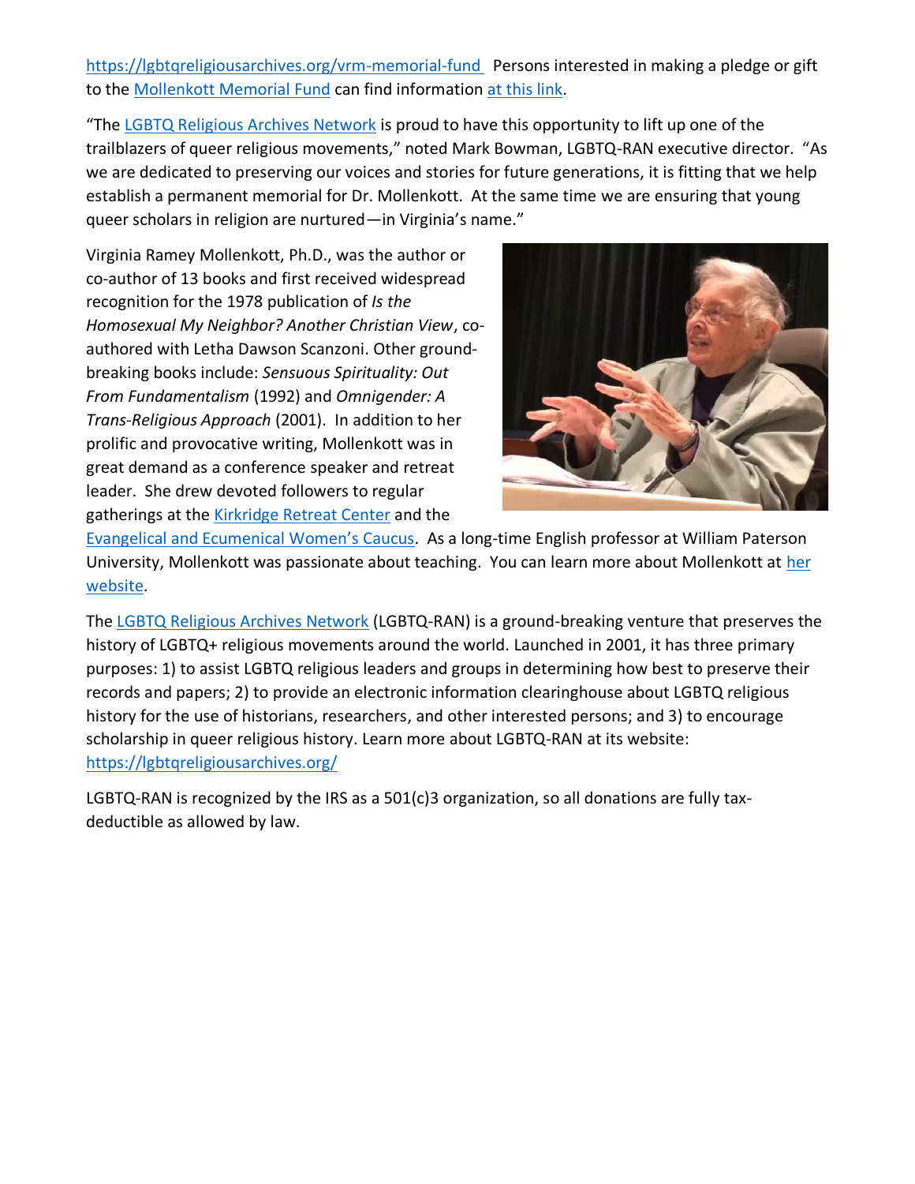https://lgbtqreligiousarchives.org/vrm-memorial-fund Persons interested in making a pledge or gift to the Mollenkott Memorial Fund can find information at this link.

"The LGBTQ Religious Archives Network is proud to have this opportunity to lift up one of the trailblazers of queer religious movements," noted Mark Bowman, LGBTQ-RAN executive director. "As we are dedicated to preserving our voices and stories for future generations, it is fitting that we help establish a permanent memorial for Dr. Mollenkott. At the same time we are ensuring that young queer scholars in religion are nurtured—in Virginia's name."

Virginia Ramey Mollenkott, Ph.D., was the author or co-author of 13 books and first received widespread recognition for the 1978 publication of *Is the Homosexual My Neighbor? Another Christian View*, co-authored with Letha Dawson Scanzoni. Other ground-breaking books include: *Sensuous Spirituality: Out From Fundamentalism* (1992) and *Omnigender: A Trans-Religious Approach* (2001). In addition to her prolific and provocative writing, Mollenkott was in great demand as a conference speaker and retreat leader. She drew devoted followers to regular gatherings at the Kirkridge Retreat Center and the Evangelical and Ecumenical Women's Caucus. As a long-time English professor at William Paterson University, Mollenkott was passionate about teaching. You can learn more about Mollenkott at her website.

The LGBTQ Religious Archives Network (LGBTQ-RAN) is a ground-breaking venture that preserves the history of LGBTQ+ religious movements around the world. Launched in 2001, it has three primary purposes: 1) to assist LGBTQ religious leaders and groups in determining how best to preserve their records and papers; 2) to provide an electronic information clearinghouse about LGBTQ religious history for the use of historians, researchers, and other interested persons; and 3) to encourage scholarship in queer religious history. Learn more about LGBTQ-RAN at its website: https://lgbtqreligiousarchives.org/

LGBTQ-RAN is recognized by the IRS as a 501(c)3 organization, so all donations are fully tax-deductible as allowed by law.